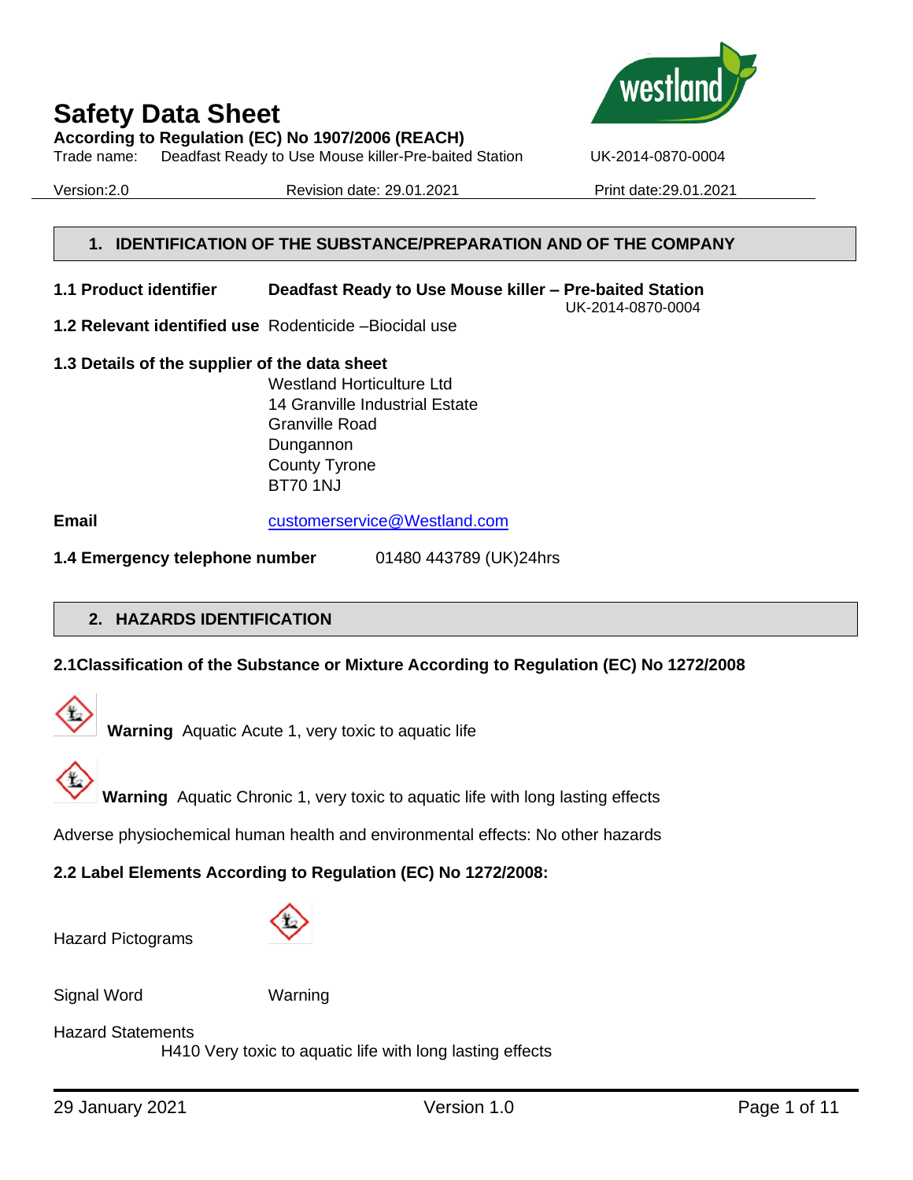# Safety Data Sheet

**According to Regulation (EC) No 1907/2006 (REACH)**

Trade name: Deadfast Ready to Use Mouse killer-Pre-baited Station UK-2014-0870-0004

Version:2.0 Revision date: 29.01.2021 Print date:29.01.2021

## 1. IDENTIFICATION OF THE SUBSTANCE/PREPARATION AND OF THE COMPANY

**1.1 Product identifier** **Deadfast Ready to Use Mouse killer – Pre-baited Station**
UK-2014-0870-0004

**1.2 Relevant identified use** Rodenticide –Biocidal use

**1.3 Details of the supplier of the data sheet**

Westland Horticulture Ltd
14 Granville Industrial Estate
Granville Road
Dungannon
County Tyrone
BT70 1NJ

**Email** customerservice@Westland.com

**1.4 Emergency telephone number** 01480 443789 (UK)24hrs

## 2. HAZARDS IDENTIFICATION

**2.1Classification of the Substance or Mixture According to Regulation (EC) No 1272/2008**

**Warning** Aquatic Acute 1, very toxic to aquatic life

**Warning** Aquatic Chronic 1, very toxic to aquatic life with long lasting effects

Adverse physiochemical human health and environmental effects: No other hazards

**2.2 Label Elements According to Regulation (EC) No 1272/2008:**

Hazard Pictograms

Signal Word Warning

Hazard Statements

H410 Very toxic to aquatic life with long lasting effects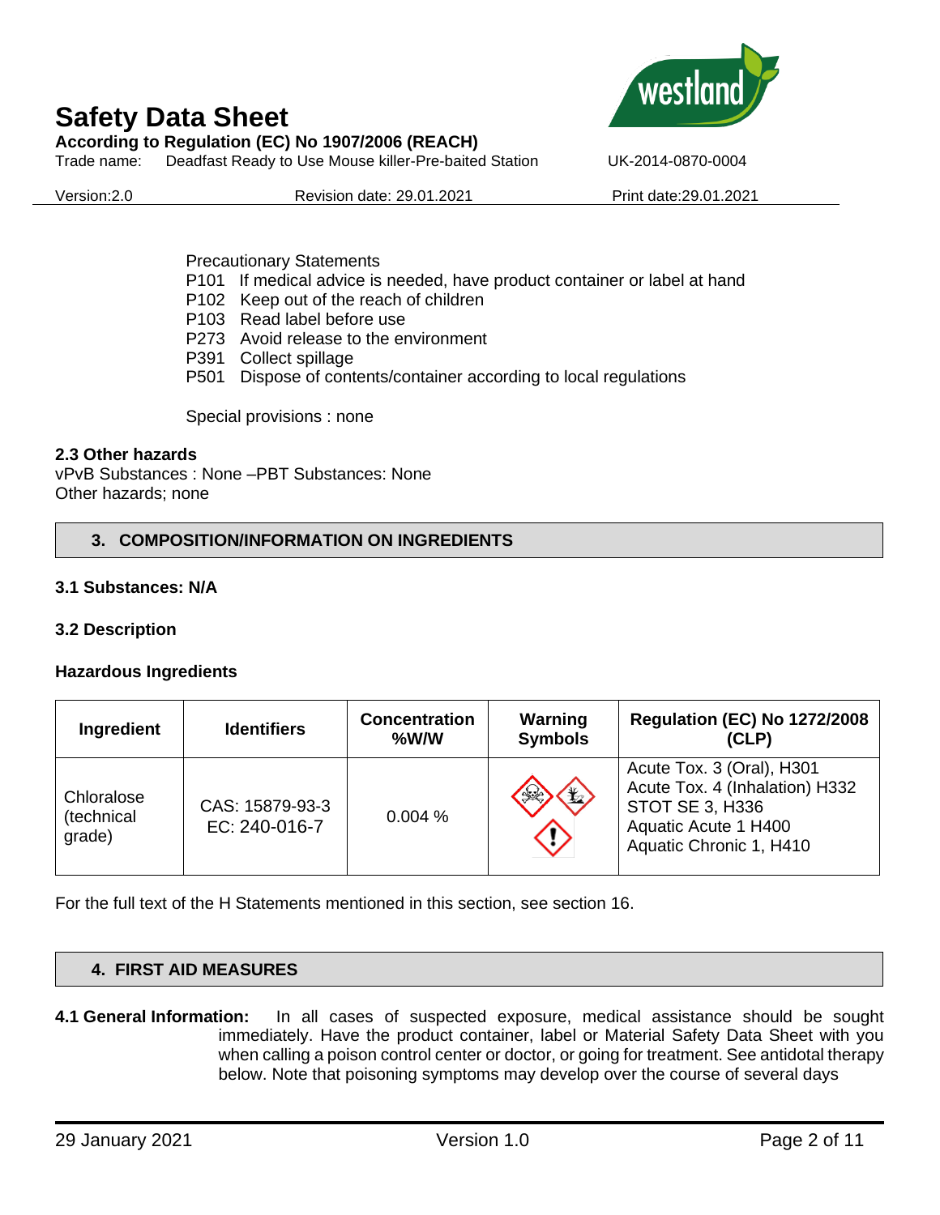Precautionary Statements

P101 If medical advice is needed, have product container or label at hand
P102 Keep out of the reach of children
P103 Read label before use
P273 Avoid release to the environment
P391 Collect spillage
P501 Dispose of contents/container according to local regulations

Special provisions : none

### 2.3 Other hazards

vPvB Substances : None –PBT Substances: None
Other hazards; none

## 3. COMPOSITION/INFORMATION ON INGREDIENTS

### 3.1 Substances: N/A

### 3.2 Description

**Hazardous Ingredients**

| Ingredient | Identifiers | Concentration %W/W | Warning Symbols | Regulation (EC) No 1272/2008 (CLP) |
|---|---|---|---|---|
| Chloralose (technical grade) | CAS: 15879-93-3<br>EC: 240-016-7 | 0.004 % | | Acute Tox. 3 (Oral), H301<br>Acute Tox. 4 (Inhalation) H332<br>STOT SE 3, H336<br>Aquatic Acute 1 H400<br>Aquatic Chronic 1, H410 |

For the full text of the H Statements mentioned in this section, see section 16.

## 4. FIRST AID MEASURES

**4.1 General Information:** In all cases of suspected exposure, medical assistance should be sought immediately. Have the product container, label or Material Safety Data Sheet with you when calling a poison control center or doctor, or going for treatment. See antidotal therapy below. Note that poisoning symptoms may develop over the course of several days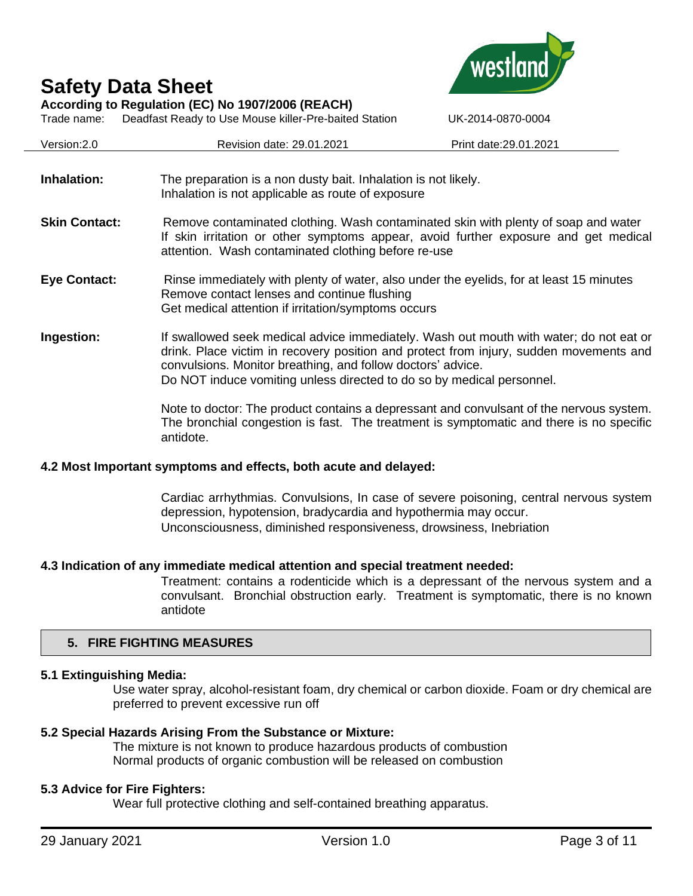**Inhalation:** The preparation is a non dusty bait. Inhalation is not likely. Inhalation is not applicable as route of exposure

**Skin Contact:** Remove contaminated clothing. Wash contaminated skin with plenty of soap and water If skin irritation or other symptoms appear, avoid further exposure and get medical attention. Wash contaminated clothing before re-use

**Eye Contact:** Rinse immediately with plenty of water, also under the eyelids, for at least 15 minutes Remove contact lenses and continue flushing Get medical attention if irritation/symptoms occurs

**Ingestion:** If swallowed seek medical advice immediately. Wash out mouth with water; do not eat or drink. Place victim in recovery position and protect from injury, sudden movements and convulsions. Monitor breathing, and follow doctors' advice. Do NOT induce vomiting unless directed to do so by medical personnel.

Note to doctor: The product contains a depressant and convulsant of the nervous system. The bronchial congestion is fast. The treatment is symptomatic and there is no specific antidote.

### 4.2 Most Important symptoms and effects, both acute and delayed:

Cardiac arrhythmias. Convulsions, In case of severe poisoning, central nervous system depression, hypotension, bradycardia and hypothermia may occur. Unconsciousness, diminished responsiveness, drowsiness, Inebriation

### 4.3 Indication of any immediate medical attention and special treatment needed:

Treatment: contains a rodenticide which is a depressant of the nervous system and a convulsant. Bronchial obstruction early. Treatment is symptomatic, there is no known antidote

## 5. FIRE FIGHTING MEASURES

### 5.1 Extinguishing Media:

Use water spray, alcohol-resistant foam, dry chemical or carbon dioxide. Foam or dry chemical are preferred to prevent excessive run off

### 5.2 Special Hazards Arising From the Substance or Mixture:

The mixture is not known to produce hazardous products of combustion Normal products of organic combustion will be released on combustion

### 5.3 Advice for Fire Fighters:

Wear full protective clothing and self-contained breathing apparatus.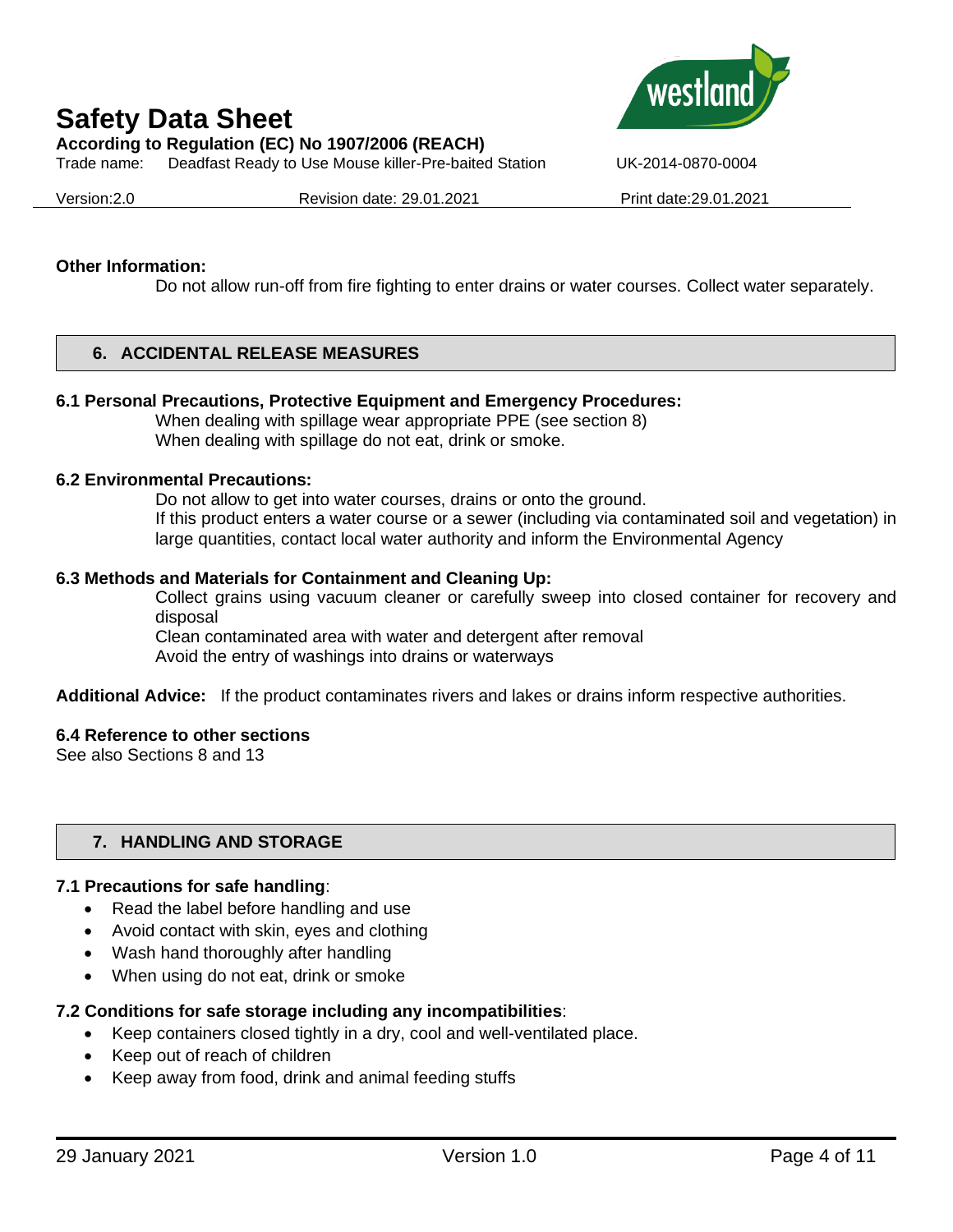**Other Information:**

Do not allow run-off from fire fighting to enter drains or water courses. Collect water separately.

## 6. ACCIDENTAL RELEASE MEASURES

**6.1 Personal Precautions, Protective Equipment and Emergency Procedures:**

When dealing with spillage wear appropriate PPE (see section 8)
When dealing with spillage do not eat, drink or smoke.

**6.2 Environmental Precautions:**

Do not allow to get into water courses, drains or onto the ground.
If this product enters a water course or a sewer (including via contaminated soil and vegetation) in large quantities, contact local water authority and inform the Environmental Agency

**6.3 Methods and Materials for Containment and Cleaning Up:**

Collect grains using vacuum cleaner or carefully sweep into closed container for recovery and disposal
Clean contaminated area with water and detergent after removal
Avoid the entry of washings into drains or waterways

**Additional Advice:** If the product contaminates rivers and lakes or drains inform respective authorities.

**6.4 Reference to other sections**

See also Sections 8 and 13

## 7. HANDLING AND STORAGE

**7.1 Precautions for safe handling**:

- Read the label before handling and use
- Avoid contact with skin, eyes and clothing
- Wash hand thoroughly after handling
- When using do not eat, drink or smoke

**7.2 Conditions for safe storage including any incompatibilities**:

- Keep containers closed tightly in a dry, cool and well-ventilated place.
- Keep out of reach of children
- Keep away from food, drink and animal feeding stuffs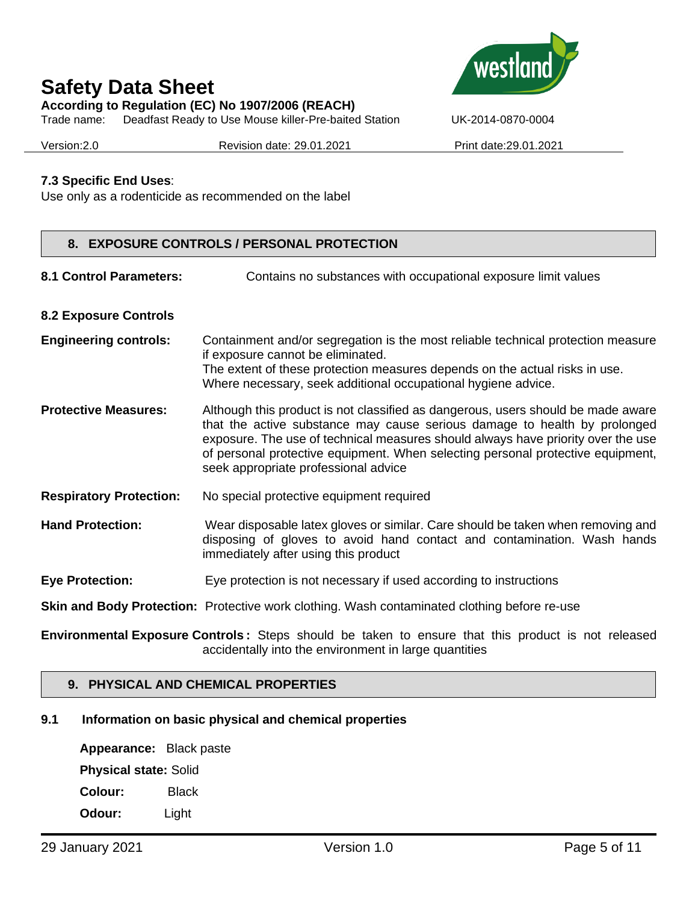**7.3 Specific End Uses**:
Use only as a rodenticide as recommended on the label

## 8. EXPOSURE CONTROLS / PERSONAL PROTECTION

**8.1 Control Parameters:** Contains no substances with occupational exposure limit values

**8.2 Exposure Controls**

**Engineering controls:** Containment and/or segregation is the most reliable technical protection measure if exposure cannot be eliminated.
The extent of these protection measures depends on the actual risks in use.
Where necessary, seek additional occupational hygiene advice.

**Protective Measures:** Although this product is not classified as dangerous, users should be made aware that the active substance may cause serious damage to health by prolonged exposure. The use of technical measures should always have priority over the use of personal protective equipment. When selecting personal protective equipment, seek appropriate professional advice

**Respiratory Protection:** No special protective equipment required

**Hand Protection:** Wear disposable latex gloves or similar. Care should be taken when removing and disposing of gloves to avoid hand contact and contamination. Wash hands immediately after using this product

**Eye Protection:** Eye protection is not necessary if used according to instructions

**Skin and Body Protection:** Protective work clothing. Wash contaminated clothing before re-use

**Environmental Exposure Controls :** Steps should be taken to ensure that this product is not released accidentally into the environment in large quantities

## 9. PHYSICAL AND CHEMICAL PROPERTIES

### 9.1 Information on basic physical and chemical properties

**Appearance:** Black paste

**Physical state:** Solid

**Colour:** Black

**Odour:** Light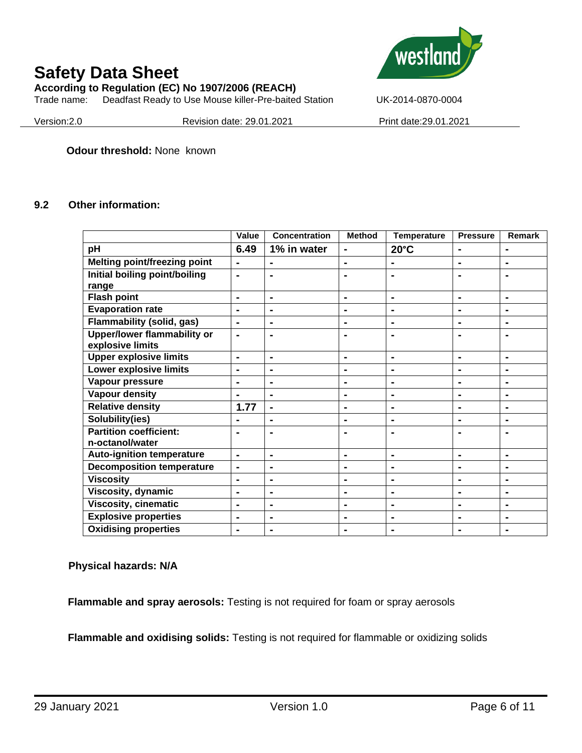**Odour threshold:** None known

## 9.2 Other information:

| | Value | Concentration | Method | Temperature | Pressure | Remark |
|---|---|---|---|---|---|---|
| **pH** | **6.49** | **1% in water** | **-** | **20°C** | **-** | **-** |
| **Melting point/freezing point** | **-** | **-** | **-** | **-** | **-** | **-** |
| **Initial boiling point/boiling range** | **-** | **-** | **-** | **-** | **-** | **-** |
| **Flash point** | **-** | **-** | **-** | **-** | **-** | **-** |
| **Evaporation rate** | **-** | **-** | **-** | **-** | **-** | **-** |
| **Flammability (solid, gas)** | **-** | **-** | **-** | **-** | **-** | **-** |
| **Upper/lower flammability or explosive limits** | **-** | **-** | **-** | **-** | **-** | **-** |
| **Upper explosive limits** | **-** | **-** | **-** | **-** | **-** | **-** |
| **Lower explosive limits** | **-** | **-** | **-** | **-** | **-** | **-** |
| **Vapour pressure** | **-** | **-** | **-** | **-** | **-** | **-** |
| **Vapour density** | **-** | **-** | **-** | **-** | **-** | **-** |
| **Relative density** | **1.77** | **-** | **-** | **-** | **-** | **-** |
| **Solubility(ies)** | **-** | **-** | **-** | **-** | **-** | **-** |
| **Partition coefficient: n-octanol/water** | **-** | **-** | **-** | **-** | **-** | **-** |
| **Auto-ignition temperature** | **-** | **-** | **-** | **-** | **-** | **-** |
| **Decomposition temperature** | **-** | **-** | **-** | **-** | **-** | **-** |
| **Viscosity** | **-** | **-** | **-** | **-** | **-** | **-** |
| **Viscosity, dynamic** | **-** | **-** | **-** | **-** | **-** | **-** |
| **Viscosity, cinematic** | **-** | **-** | **-** | **-** | **-** | **-** |
| **Explosive properties** | **-** | **-** | **-** | **-** | **-** | **-** |
| **Oxidising properties** | **-** | **-** | **-** | **-** | **-** | **-** |

**Physical hazards: N/A**

**Flammable and spray aerosols:** Testing is not required for foam or spray aerosols

**Flammable and oxidising solids:** Testing is not required for flammable or oxidizing solids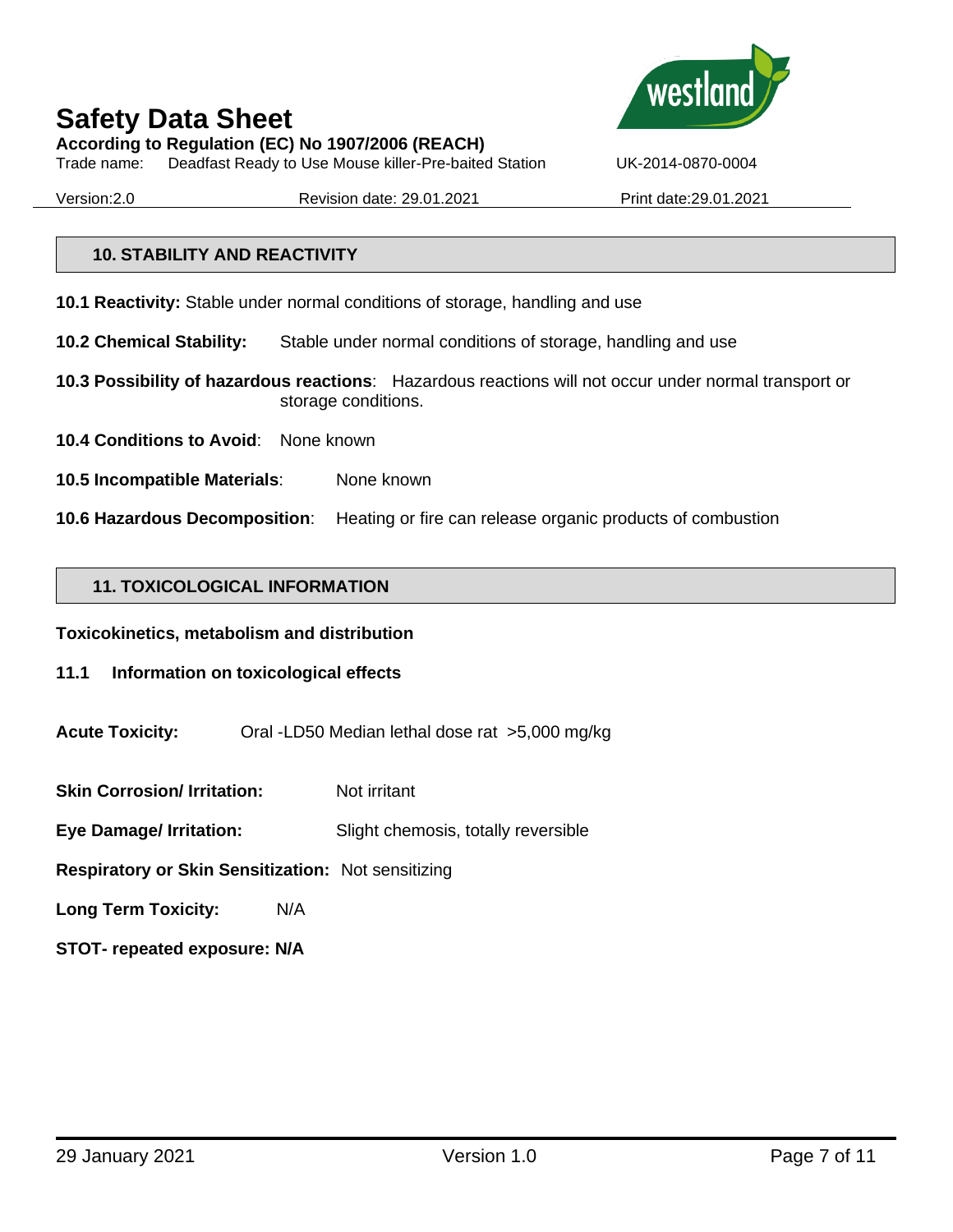## 10. STABILITY AND REACTIVITY

**10.1 Reactivity:** Stable under normal conditions of storage, handling and use

**10.2 Chemical Stability:** Stable under normal conditions of storage, handling and use

**10.3 Possibility of hazardous reactions**: Hazardous reactions will not occur under normal transport or storage conditions.

**10.4 Conditions to Avoid**: None known

**10.5 Incompatible Materials**: None known

**10.6 Hazardous Decomposition**: Heating or fire can release organic products of combustion

## 11. TOXICOLOGICAL INFORMATION

**Toxicokinetics, metabolism and distribution**

**11.1 Information on toxicological effects**

**Acute Toxicity:** Oral -LD50 Median lethal dose rat >5,000 mg/kg

**Skin Corrosion/ Irritation:** Not irritant

**Eye Damage/ Irritation:** Slight chemosis, totally reversible

**Respiratory or Skin Sensitization:** Not sensitizing

**Long Term Toxicity:** N/A

**STOT- repeated exposure: N/A**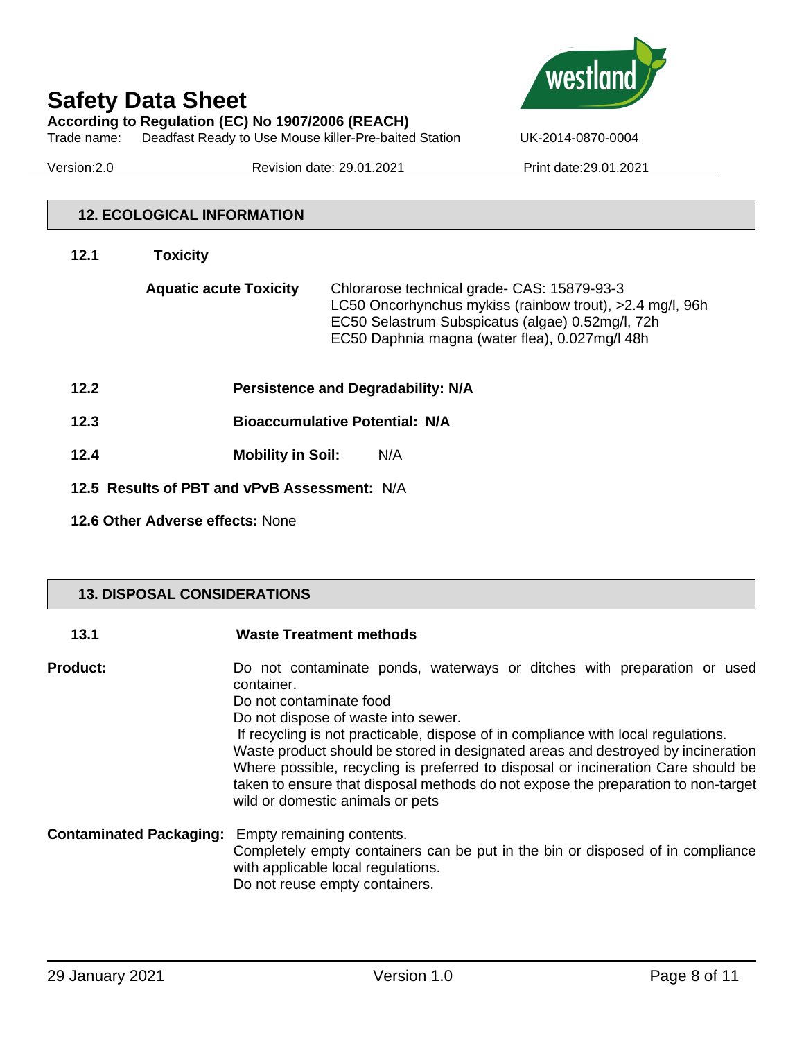## 12. ECOLOGICAL INFORMATION

**12.1 Toxicity**

**Aquatic acute Toxicity**

Chlorarose technical grade- CAS: 15879-93-3
LC50 Oncorhynchus mykiss (rainbow trout), >2.4 mg/l, 96h
EC50 Selastrum Subspicatus (algae) 0.52mg/l, 72h
EC50 Daphnia magna (water flea), 0.027mg/l 48h

**12.2 Persistence and Degradability: N/A**

**12.3 Bioaccumulative Potential: N/A**

**12.4 Mobility in Soil:** N/A

**12.5 Results of PBT and vPvB Assessment:** N/A

**12.6 Other Adverse effects:** None

## 13. DISPOSAL CONSIDERATIONS

**13.1 Waste Treatment methods**

**Product:**

Do not contaminate ponds, waterways or ditches with preparation or used container.
Do not contaminate food
Do not dispose of waste into sewer.
If recycling is not practicable, dispose of in compliance with local regulations.
Waste product should be stored in designated areas and destroyed by incineration
Where possible, recycling is preferred to disposal or incineration Care should be taken to ensure that disposal methods do not expose the preparation to non-target wild or domestic animals or pets

**Contaminated Packaging:**

Empty remaining contents.
Completely empty containers can be put in the bin or disposed of in compliance with applicable local regulations.
Do not reuse empty containers.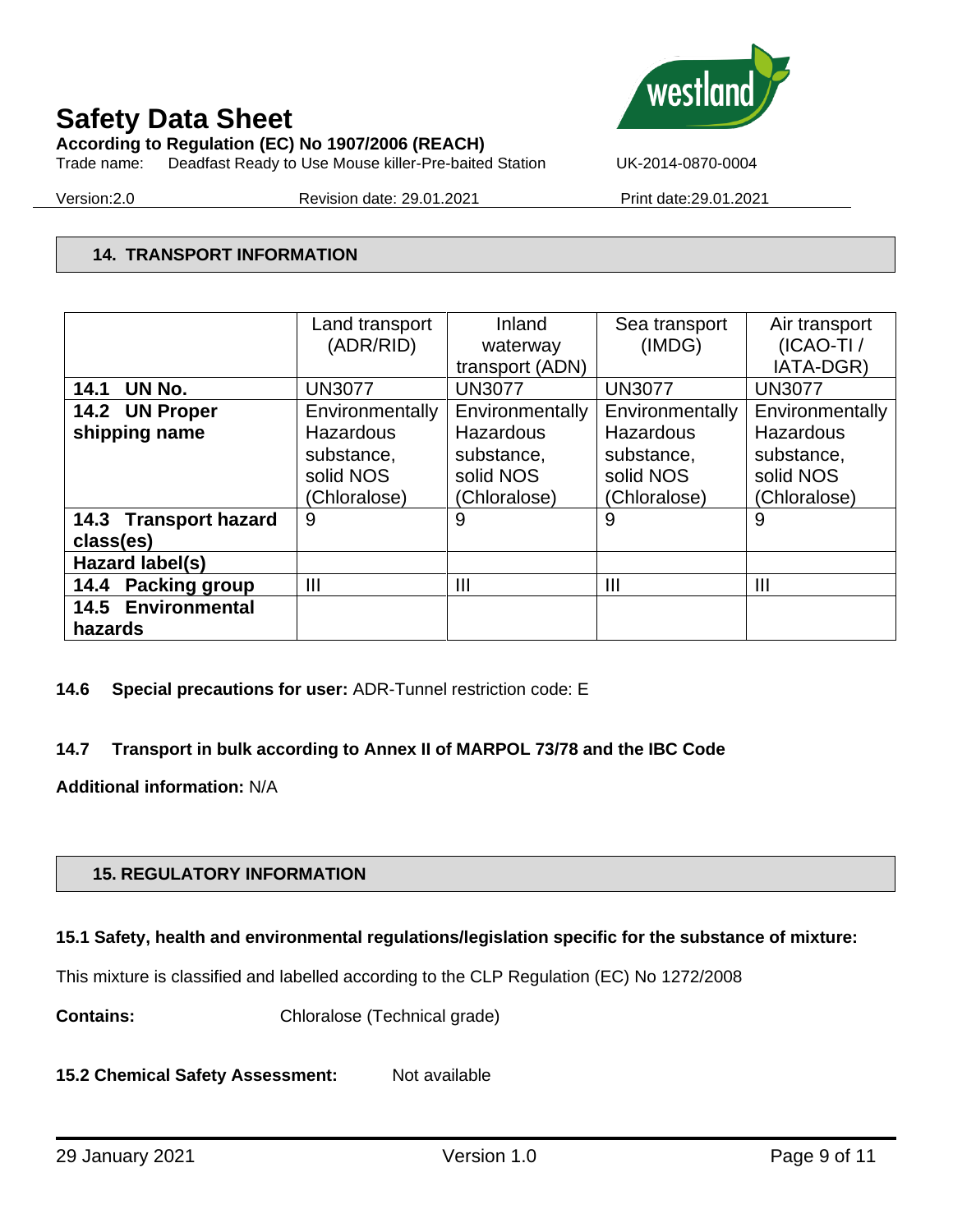## 14. TRANSPORT INFORMATION

| | Land transport (ADR/RID) | Inland waterway transport (ADN) | Sea transport (IMDG) | Air transport (ICAO-TI / IATA-DGR) |
|---|---|---|---|---|
| **14.1 UN No.** | UN3077 | UN3077 | UN3077 | UN3077 |
| **14.2 UN Proper shipping name** | Environmentally Hazardous substance, solid NOS (Chloralose) | Environmentally Hazardous substance, solid NOS (Chloralose) | Environmentally Hazardous substance, solid NOS (Chloralose) | Environmentally Hazardous substance, solid NOS (Chloralose) |
| **14.3 Transport hazard class(es)** | 9 | 9 | 9 | 9 |
| **Hazard label(s)** | | | | |
| **14.4 Packing group** | III | III | III | III |
| **14.5 Environmental hazards** | | | | |

**14.6 Special precautions for user:** ADR-Tunnel restriction code: E

**14.7 Transport in bulk according to Annex II of MARPOL 73/78 and the IBC Code**

**Additional information:** N/A

## 15. REGULATORY INFORMATION

**15.1 Safety, health and environmental regulations/legislation specific for the substance of mixture:**

This mixture is classified and labelled according to the CLP Regulation (EC) No 1272/2008

**Contains:** Chloralose (Technical grade)

**15.2 Chemical Safety Assessment:** Not available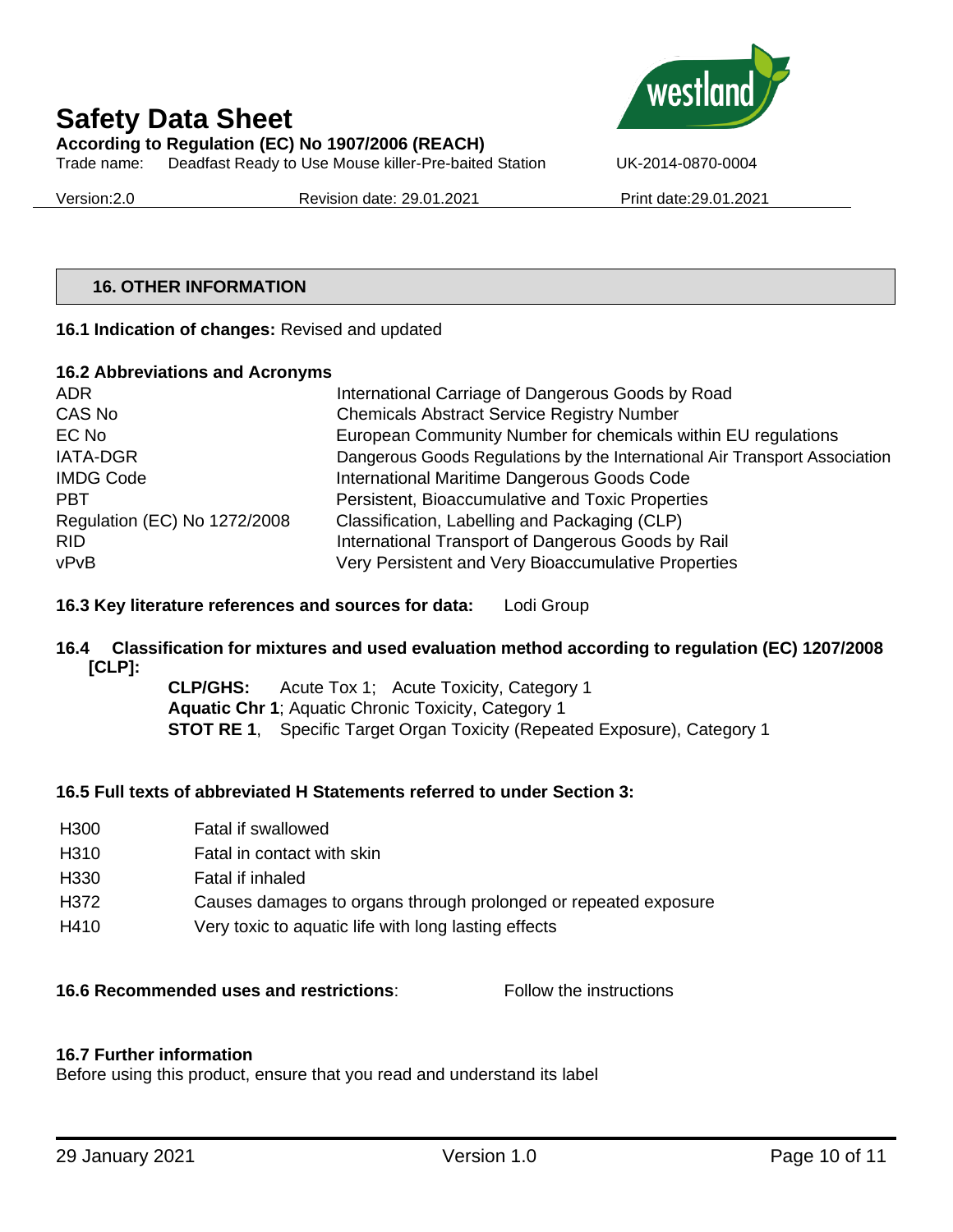## 16. OTHER INFORMATION

**16.1 Indication of changes:** Revised and updated

**16.2 Abbreviations and Acronyms**

| | |
|---|---|
| ADR | International Carriage of Dangerous Goods by Road |
| CAS No | Chemicals Abstract Service Registry Number |
| EC No | European Community Number for chemicals within EU regulations |
| IATA-DGR | Dangerous Goods Regulations by the International Air Transport Association |
| IMDG Code | International Maritime Dangerous Goods Code |
| PBT | Persistent, Bioaccumulative and Toxic Properties |
| Regulation (EC) No 1272/2008 | Classification, Labelling and Packaging (CLP) |
| RID | International Transport of Dangerous Goods by Rail |
| vPvB | Very Persistent and Very Bioaccumulative Properties |

**16.3 Key literature references and sources for data:** Lodi Group

**16.4 Classification for mixtures and used evaluation method according to regulation (EC) 1207/2008 [CLP]:**

**CLP/GHS:** Acute Tox 1; Acute Toxicity, Category 1
**Aquatic Chr 1**; Aquatic Chronic Toxicity, Category 1
**STOT RE 1**, Specific Target Organ Toxicity (Repeated Exposure), Category 1

**16.5 Full texts of abbreviated H Statements referred to under Section 3:**

| | |
|---|---|
| H300 | Fatal if swallowed |
| H310 | Fatal in contact with skin |
| H330 | Fatal if inhaled |
| H372 | Causes damages to organs through prolonged or repeated exposure |
| H410 | Very toxic to aquatic life with long lasting effects |

**16.6 Recommended uses and restrictions**: Follow the instructions

**16.7 Further information**

Before using this product, ensure that you read and understand its label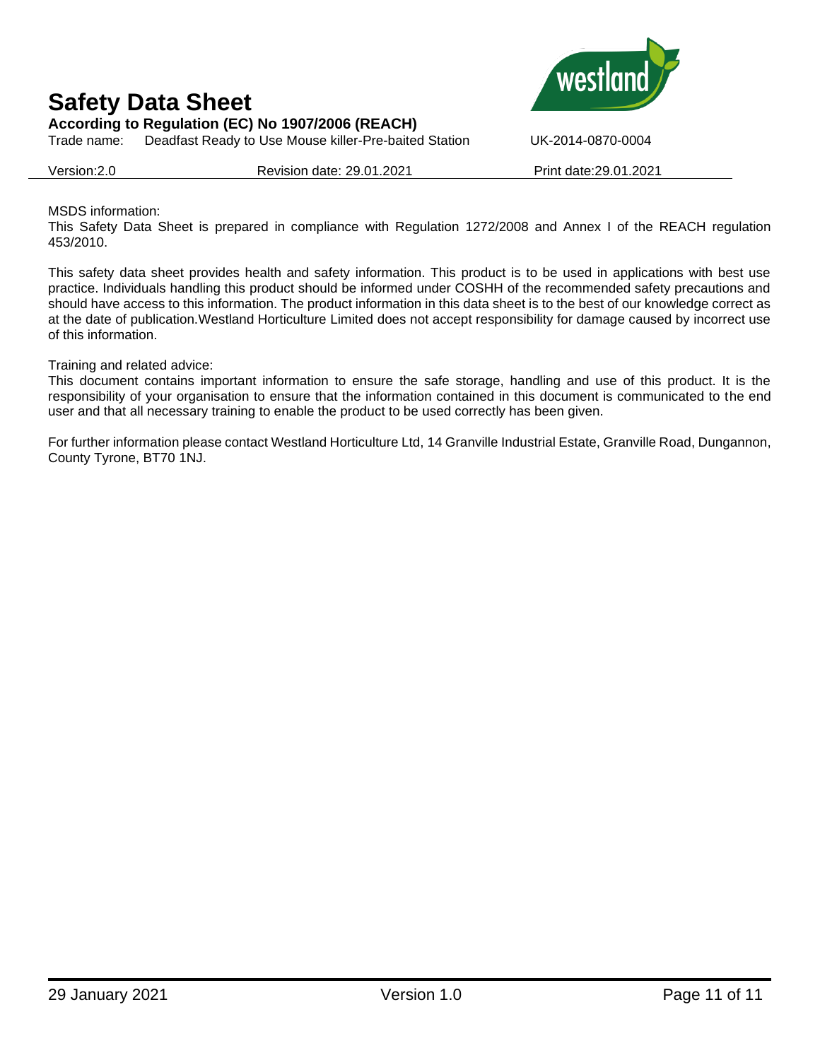MSDS information:

This Safety Data Sheet is prepared in compliance with Regulation 1272/2008 and Annex I of the REACH regulation 453/2010.

This safety data sheet provides health and safety information. This product is to be used in applications with best use practice. Individuals handling this product should be informed under COSHH of the recommended safety precautions and should have access to this information. The product information in this data sheet is to the best of our knowledge correct as at the date of publication.Westland Horticulture Limited does not accept responsibility for damage caused by incorrect use of this information.

Training and related advice:

This document contains important information to ensure the safe storage, handling and use of this product. It is the responsibility of your organisation to ensure that the information contained in this document is communicated to the end user and that all necessary training to enable the product to be used correctly has been given.

For further information please contact Westland Horticulture Ltd, 14 Granville Industrial Estate, Granville Road, Dungannon, County Tyrone, BT70 1NJ.